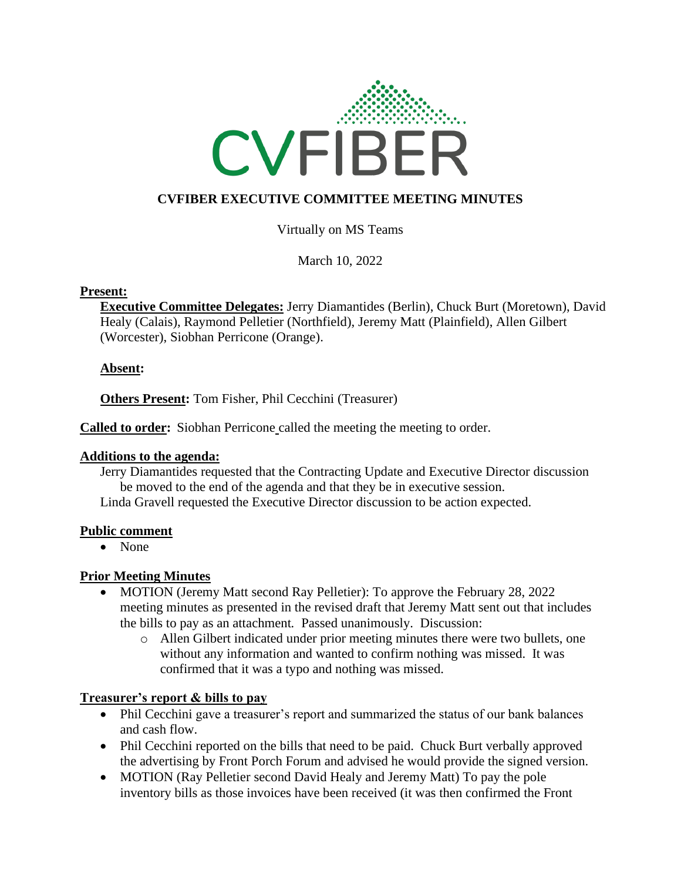CVFIBER

# CVFIBER EXECUTIVE COMMITTEE MEETING MINUTES

Virtually on MS Teams

March 10, 2022

**Present:**

**Executive Committee Delegates:** Jerry Diamantides (Berlin), Chuck Burt (Moretown), David Healy (Calais), Raymond Pelletier (Northfield), Jeremy Matt (Plainfield), Allen Gilbert (Worcester), Siobhan Perricone (Orange).

**Absent:**

**Others Present:** Tom Fisher, Phil Cecchini (Treasurer)

**Called to order:** Siobhan Perricone called the meeting the meeting to order.

**Additions to the agenda:**

Jerry Diamantides requested that the Contracting Update and Executive Director discussion be moved to the end of the agenda and that they be in executive session.

Linda Gravell requested the Executive Director discussion to be action expected.

**Public comment**

- None

**Prior Meeting Minutes**

- MOTION (Jeremy Matt second Ray Pelletier): To approve the February 28, 2022 meeting minutes as presented in the revised draft that Jeremy Matt sent out that includes the bills to pay as an attachment. Passed unanimously. Discussion:
  - Allen Gilbert indicated under prior meeting minutes there were two bullets, one without any information and wanted to confirm nothing was missed. It was confirmed that it was a typo and nothing was missed.

**Treasurer's report & bills to pay**

- Phil Cecchini gave a treasurer's report and summarized the status of our bank balances and cash flow.
- Phil Cecchini reported on the bills that need to be paid. Chuck Burt verbally approved the advertising by Front Porch Forum and advised he would provide the signed version.
- MOTION (Ray Pelletier second David Healy and Jeremy Matt) To pay the pole inventory bills as those invoices have been received (it was then confirmed the Front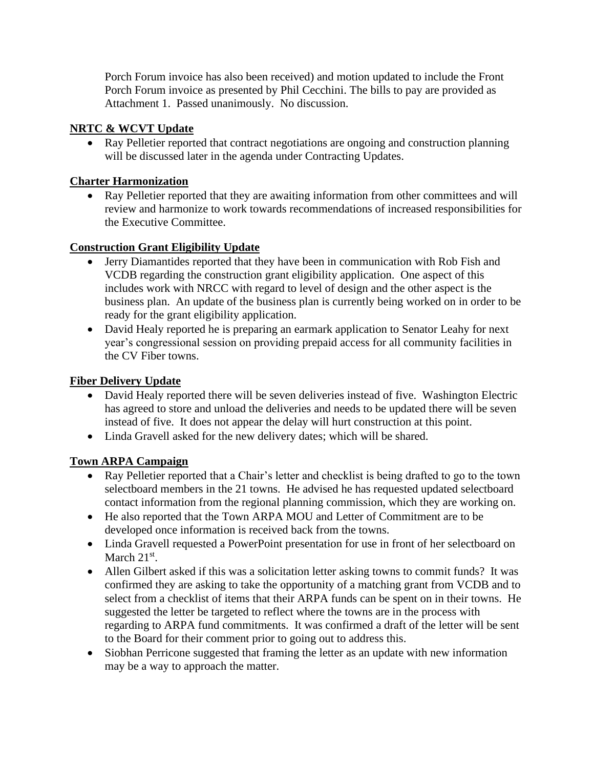Porch Forum invoice has also been received) and motion updated to include the Front Porch Forum invoice as presented by Phil Cecchini. The bills to pay are provided as Attachment 1. Passed unanimously. No discussion.

**NRTC & WCVT Update**

- Ray Pelletier reported that contract negotiations are ongoing and construction planning will be discussed later in the agenda under Contracting Updates.

**Charter Harmonization**

- Ray Pelletier reported that they are awaiting information from other committees and will review and harmonize to work towards recommendations of increased responsibilities for the Executive Committee.

**Construction Grant Eligibility Update**

- Jerry Diamantides reported that they have been in communication with Rob Fish and VCDB regarding the construction grant eligibility application. One aspect of this includes work with NRCC with regard to level of design and the other aspect is the business plan. An update of the business plan is currently being worked on in order to be ready for the grant eligibility application.
- David Healy reported he is preparing an earmark application to Senator Leahy for next year's congressional session on providing prepaid access for all community facilities in the CV Fiber towns.

**Fiber Delivery Update**

- David Healy reported there will be seven deliveries instead of five. Washington Electric has agreed to store and unload the deliveries and needs to be updated there will be seven instead of five. It does not appear the delay will hurt construction at this point.
- Linda Gravell asked for the new delivery dates; which will be shared.

**Town ARPA Campaign**

- Ray Pelletier reported that a Chair's letter and checklist is being drafted to go to the town selectboard members in the 21 towns. He advised he has requested updated selectboard contact information from the regional planning commission, which they are working on.
- He also reported that the Town ARPA MOU and Letter of Commitment are to be developed once information is received back from the towns.
- Linda Gravell requested a PowerPoint presentation for use in front of her selectboard on March 21st.
- Allen Gilbert asked if this was a solicitation letter asking towns to commit funds? It was confirmed they are asking to take the opportunity of a matching grant from VCDB and to select from a checklist of items that their ARPA funds can be spent on in their towns. He suggested the letter be targeted to reflect where the towns are in the process with regarding to ARPA fund commitments. It was confirmed a draft of the letter will be sent to the Board for their comment prior to going out to address this.
- Siobhan Perricone suggested that framing the letter as an update with new information may be a way to approach the matter.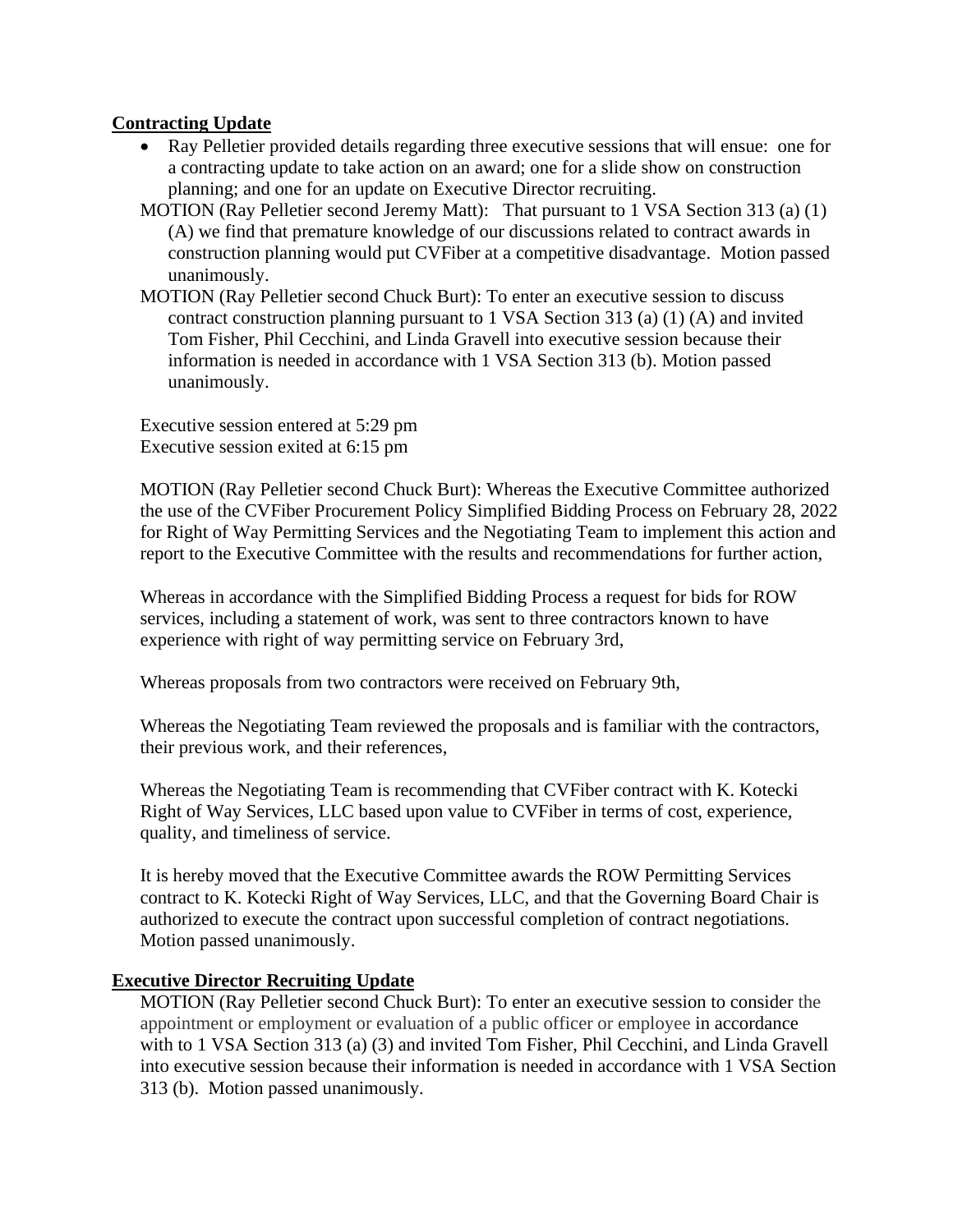**Contracting Update**

- Ray Pelletier provided details regarding three executive sessions that will ensue: one for a contracting update to take action on an award; one for a slide show on construction planning; and one for an update on Executive Director recruiting.

MOTION (Ray Pelletier second Jeremy Matt): That pursuant to 1 VSA Section 313 (a) (1) (A) we find that premature knowledge of our discussions related to contract awards in construction planning would put CVFiber at a competitive disadvantage. Motion passed unanimously.

MOTION (Ray Pelletier second Chuck Burt): To enter an executive session to discuss contract construction planning pursuant to 1 VSA Section 313 (a) (1) (A) and invited Tom Fisher, Phil Cecchini, and Linda Gravell into executive session because their information is needed in accordance with 1 VSA Section 313 (b). Motion passed unanimously.

Executive session entered at 5:29 pm
Executive session exited at 6:15 pm

MOTION (Ray Pelletier second Chuck Burt): Whereas the Executive Committee authorized the use of the CVFiber Procurement Policy Simplified Bidding Process on February 28, 2022 for Right of Way Permitting Services and the Negotiating Team to implement this action and report to the Executive Committee with the results and recommendations for further action,

Whereas in accordance with the Simplified Bidding Process a request for bids for ROW services, including a statement of work, was sent to three contractors known to have experience with right of way permitting service on February 3rd,

Whereas proposals from two contractors were received on February 9th,

Whereas the Negotiating Team reviewed the proposals and is familiar with the contractors, their previous work, and their references,

Whereas the Negotiating Team is recommending that CVFiber contract with K. Kotecki Right of Way Services, LLC based upon value to CVFiber in terms of cost, experience, quality, and timeliness of service.

It is hereby moved that the Executive Committee awards the ROW Permitting Services contract to K. Kotecki Right of Way Services, LLC, and that the Governing Board Chair is authorized to execute the contract upon successful completion of contract negotiations. Motion passed unanimously.

**Executive Director Recruiting Update**

MOTION (Ray Pelletier second Chuck Burt): To enter an executive session to consider the appointment or employment or evaluation of a public officer or employee in accordance with to 1 VSA Section 313 (a) (3) and invited Tom Fisher, Phil Cecchini, and Linda Gravell into executive session because their information is needed in accordance with 1 VSA Section 313 (b). Motion passed unanimously.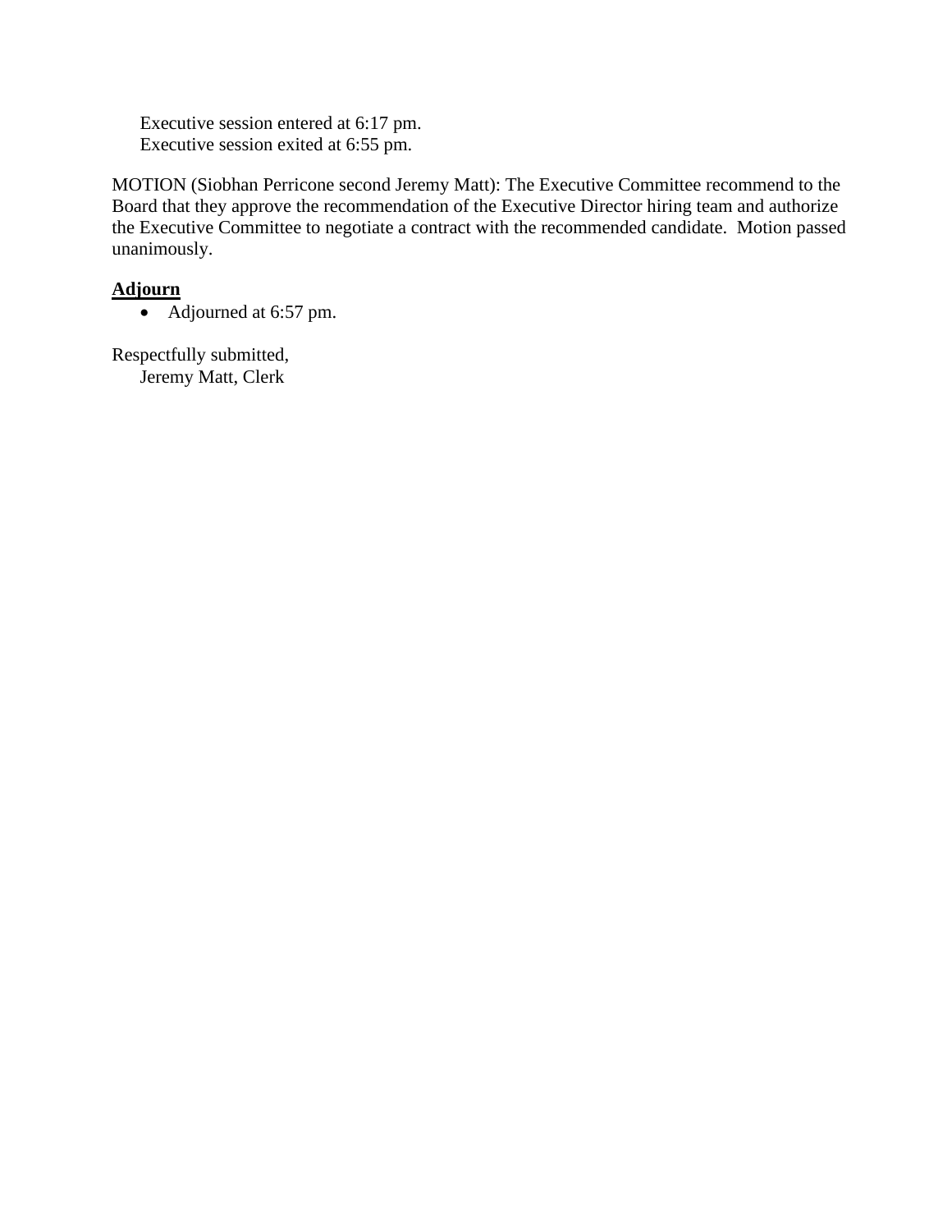Executive session entered at 6:17 pm.
Executive session exited at 6:55 pm.

MOTION (Siobhan Perricone second Jeremy Matt): The Executive Committee recommend to the Board that they approve the recommendation of the Executive Director hiring team and authorize the Executive Committee to negotiate a contract with the recommended candidate. Motion passed unanimously.

**Adjourn**

- Adjourned at 6:57 pm.

Respectfully submitted,
Jeremy Matt, Clerk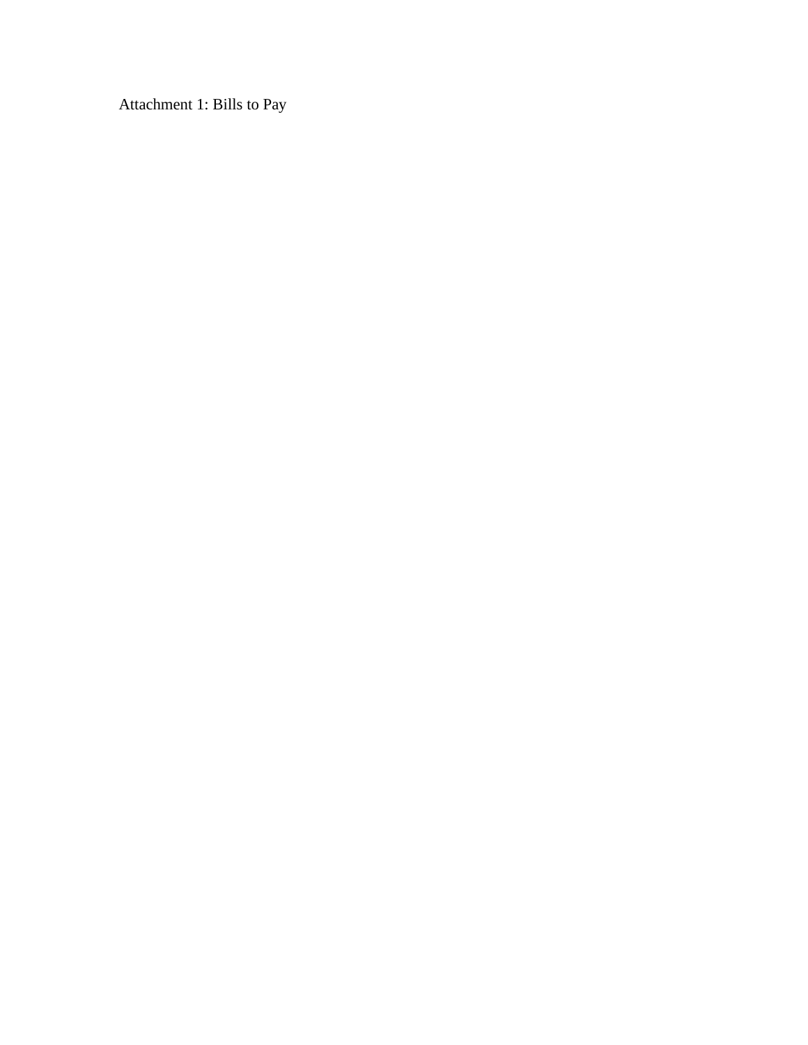Attachment 1: Bills to Pay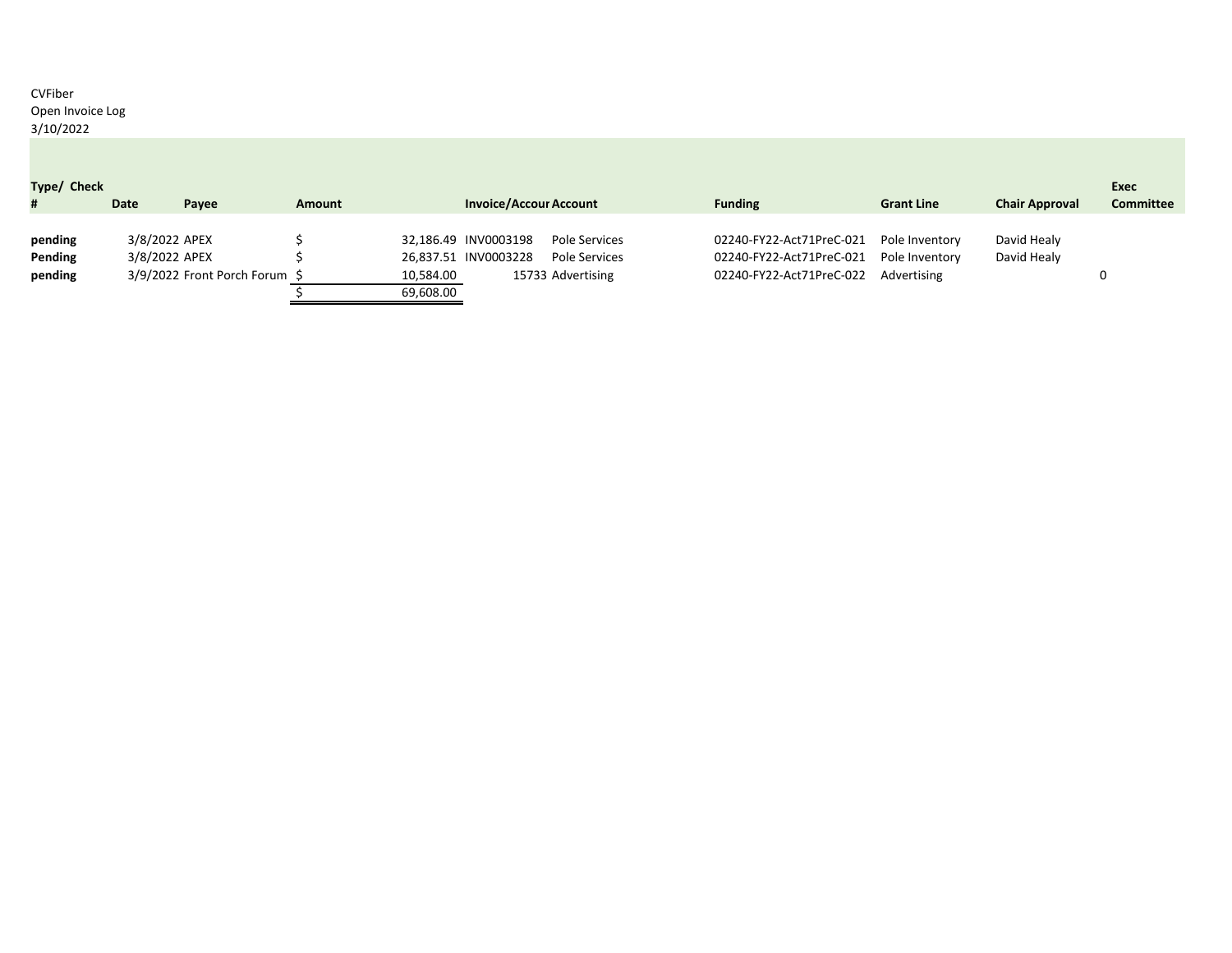CVFiber
Open Invoice Log
3/10/2022

| Type/ Check # | Date | Payee | Amount | Invoice/Accour | Account | Funding | Grant Line | Chair Approval | Exec Committee |
|---|---|---|---|---|---|---|---|---|---|
| pending | 3/8/2022 | APEX | $ 32,186.49 | INV0003198 | Pole Services | 02240-FY22-Act71PreC-021 | Pole Inventory | David Healy | |
| Pending | 3/8/2022 | APEX | $ 26,837.51 | INV0003228 | Pole Services | 02240-FY22-Act71PreC-021 | Pole Inventory | David Healy | |
| pending | 3/9/2022 | Front Porch Forum | $ 10,584.00 | 15733 | Advertising | 02240-FY22-Act71PreC-022 | Advertising | | 0 |
| | | | $ 69,608.00 | | | | | | |